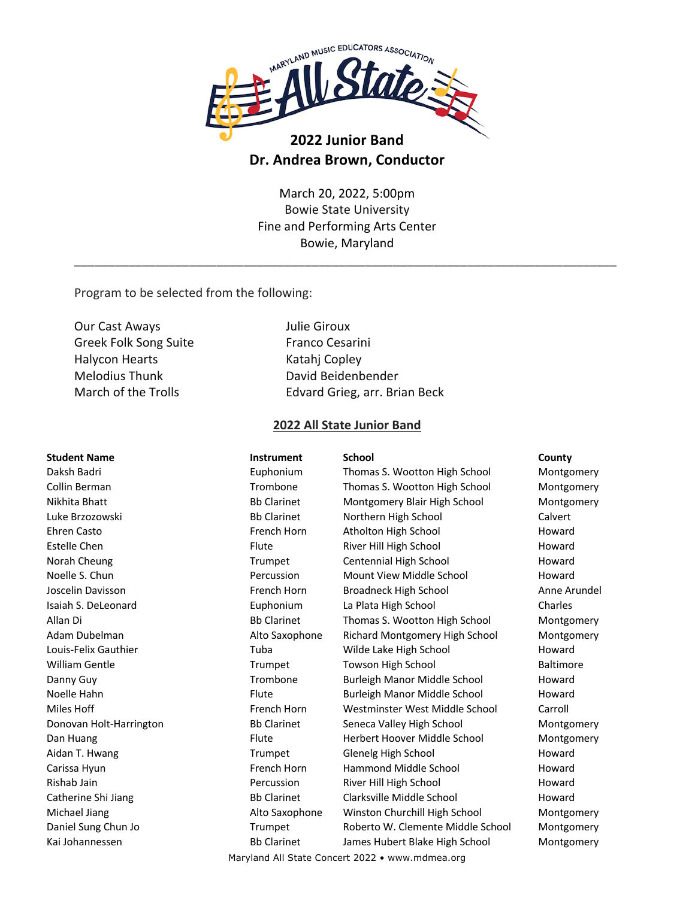Maryland Music Educators Association All State

# 2022 Junior Band
## Dr. Andrea Brown, Conductor

March 20, 2022, 5:00pm
Bowie State University
Fine and Performing Arts Center
Bowie, Maryland

---

Program to be selected from the following:

| | |
|---|---|
| Our Cast Aways | Julie Giroux |
| Greek Folk Song Suite | Franco Cesarini |
| Halycon Hearts | Katahj Copley |
| Melodius Thunk | David Beidenbender |
| March of the Trolls | Edvard Grieg, arr. Brian Beck |

## 2022 All State Junior Band

| Student Name | Instrument | School | County |
|---|---|---|---|
| Daksh Badri | Euphonium | Thomas S. Wootton High School | Montgomery |
| Collin Berman | Trombone | Thomas S. Wootton High School | Montgomery |
| Nikhita Bhatt | Bb Clarinet | Montgomery Blair High School | Montgomery |
| Luke Brzozowski | Bb Clarinet | Northern High School | Calvert |
| Ehren Casto | French Horn | Atholton High School | Howard |
| Estelle Chen | Flute | River Hill High School | Howard |
| Norah Cheung | Trumpet | Centennial High School | Howard |
| Noelle S. Chun | Percussion | Mount View Middle School | Howard |
| Joscelin Davisson | French Horn | Broadneck High School | Anne Arundel |
| Isaiah S. DeLeonard | Euphonium | La Plata High School | Charles |
| Allan Di | Bb Clarinet | Thomas S. Wootton High School | Montgomery |
| Adam Dubelman | Alto Saxophone | Richard Montgomery High School | Montgomery |
| Louis-Felix Gauthier | Tuba | Wilde Lake High School | Howard |
| William Gentle | Trumpet | Towson High School | Baltimore |
| Danny Guy | Trombone | Burleigh Manor Middle School | Howard |
| Noelle Hahn | Flute | Burleigh Manor Middle School | Howard |
| Miles Hoff | French Horn | Westminster West Middle School | Carroll |
| Donovan Holt-Harrington | Bb Clarinet | Seneca Valley High School | Montgomery |
| Dan Huang | Flute | Herbert Hoover Middle School | Montgomery |
| Aidan T. Hwang | Trumpet | Glenelg High School | Howard |
| Carissa Hyun | French Horn | Hammond Middle School | Howard |
| Rishab Jain | Percussion | River Hill High School | Howard |
| Catherine Shi Jiang | Bb Clarinet | Clarksville Middle School | Howard |
| Michael Jiang | Alto Saxophone | Winston Churchill High School | Montgomery |
| Daniel Sung Chun Jo | Trumpet | Roberto W. Clemente Middle School | Montgomery |
| Kai Johannessen | Bb Clarinet | James Hubert Blake High School | Montgomery |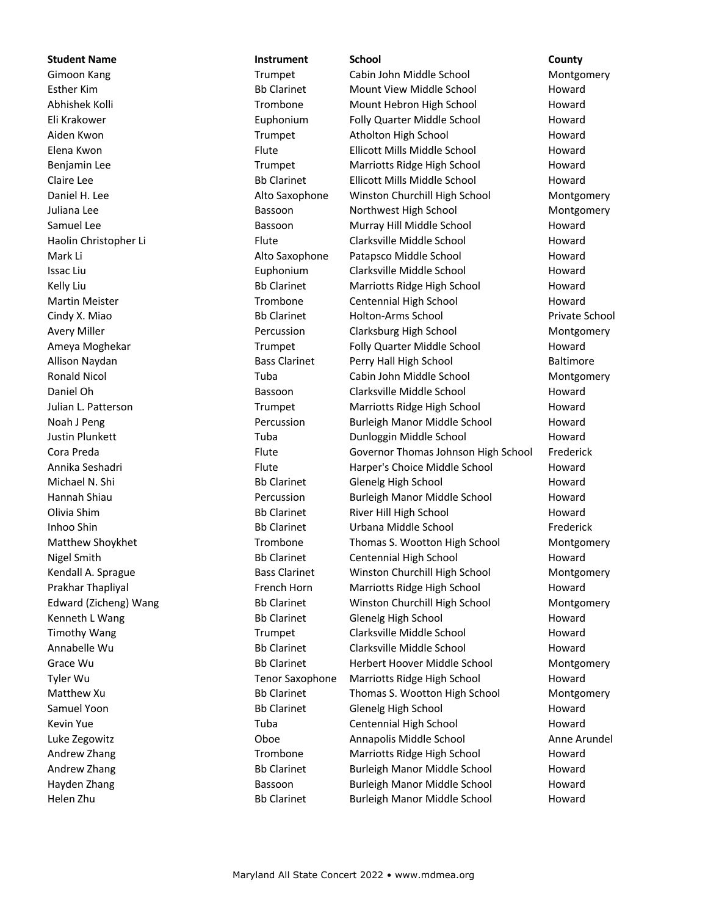| Student Name | Instrument | School | County |
| --- | --- | --- | --- |
| Gimoon Kang | Trumpet | Cabin John Middle School | Montgomery |
| Esther Kim | Bb Clarinet | Mount View Middle School | Howard |
| Abhishek Kolli | Trombone | Mount Hebron High School | Howard |
| Eli Krakower | Euphonium | Folly Quarter Middle School | Howard |
| Aiden Kwon | Trumpet | Atholton High School | Howard |
| Elena Kwon | Flute | Ellicott Mills Middle School | Howard |
| Benjamin Lee | Trumpet | Marriotts Ridge High School | Howard |
| Claire Lee | Bb Clarinet | Ellicott Mills Middle School | Howard |
| Daniel H. Lee | Alto Saxophone | Winston Churchill High School | Montgomery |
| Juliana Lee | Bassoon | Northwest High School | Montgomery |
| Samuel Lee | Bassoon | Murray Hill Middle School | Howard |
| Haolin Christopher Li | Flute | Clarksville Middle School | Howard |
| Mark Li | Alto Saxophone | Patapsco Middle School | Howard |
| Issac Liu | Euphonium | Clarksville Middle School | Howard |
| Kelly Liu | Bb Clarinet | Marriotts Ridge High School | Howard |
| Martin Meister | Trombone | Centennial High School | Howard |
| Cindy X. Miao | Bb Clarinet | Holton-Arms School | Private School |
| Avery Miller | Percussion | Clarksburg High School | Montgomery |
| Ameya Moghekar | Trumpet | Folly Quarter Middle School | Howard |
| Allison Naydan | Bass Clarinet | Perry Hall High School | Baltimore |
| Ronald Nicol | Tuba | Cabin John Middle School | Montgomery |
| Daniel Oh | Bassoon | Clarksville Middle School | Howard |
| Julian L. Patterson | Trumpet | Marriotts Ridge High School | Howard |
| Noah J Peng | Percussion | Burleigh Manor Middle School | Howard |
| Justin Plunkett | Tuba | Dunloggin Middle School | Howard |
| Cora Preda | Flute | Governor Thomas Johnson High School | Frederick |
| Annika Seshadri | Flute | Harper's Choice Middle School | Howard |
| Michael N. Shi | Bb Clarinet | Glenelg High School | Howard |
| Hannah Shiau | Percussion | Burleigh Manor Middle School | Howard |
| Olivia Shim | Bb Clarinet | River Hill High School | Howard |
| Inhoo Shin | Bb Clarinet | Urbana Middle School | Frederick |
| Matthew Shoykhet | Trombone | Thomas S. Wootton High School | Montgomery |
| Nigel Smith | Bb Clarinet | Centennial High School | Howard |
| Kendall A. Sprague | Bass Clarinet | Winston Churchill High School | Montgomery |
| Prakhar Thapliyal | French Horn | Marriotts Ridge High School | Howard |
| Edward (Zicheng) Wang | Bb Clarinet | Winston Churchill High School | Montgomery |
| Kenneth L Wang | Bb Clarinet | Glenelg High School | Howard |
| Timothy Wang | Trumpet | Clarksville Middle School | Howard |
| Annabelle Wu | Bb Clarinet | Clarksville Middle School | Howard |
| Grace Wu | Bb Clarinet | Herbert Hoover Middle School | Montgomery |
| Tyler Wu | Tenor Saxophone | Marriotts Ridge High School | Howard |
| Matthew Xu | Bb Clarinet | Thomas S. Wootton High School | Montgomery |
| Samuel Yoon | Bb Clarinet | Glenelg High School | Howard |
| Kevin Yue | Tuba | Centennial High School | Howard |
| Luke Zegowitz | Oboe | Annapolis Middle School | Anne Arundel |
| Andrew Zhang | Trombone | Marriotts Ridge High School | Howard |
| Andrew Zhang | Bb Clarinet | Burleigh Manor Middle School | Howard |
| Hayden Zhang | Bassoon | Burleigh Manor Middle School | Howard |
| Helen Zhu | Bb Clarinet | Burleigh Manor Middle School | Howard |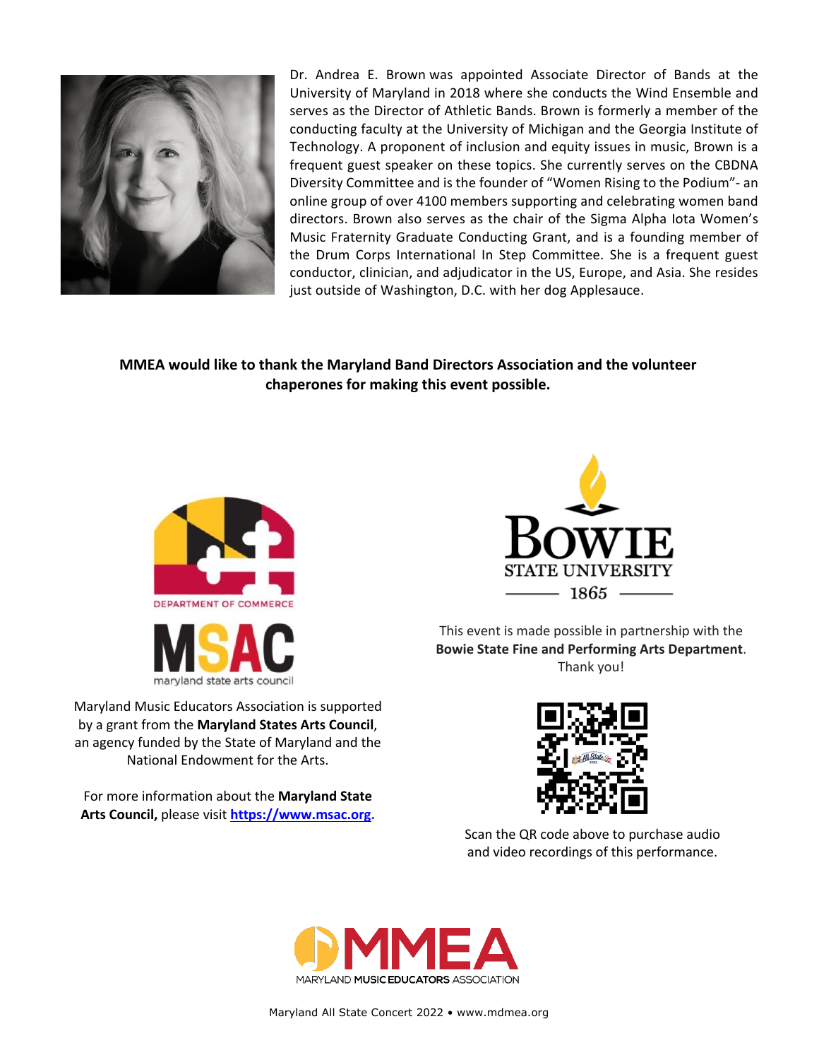Dr. Andrea E. Brown was appointed Associate Director of Bands at the University of Maryland in 2018 where she conducts the Wind Ensemble and serves as the Director of Athletic Bands. Brown is formerly a member of the conducting faculty at the University of Michigan and the Georgia Institute of Technology. A proponent of inclusion and equity issues in music, Brown is a frequent guest speaker on these topics. She currently serves on the CBDNA Diversity Committee and is the founder of "Women Rising to the Podium"- an online group of over 4100 members supporting and celebrating women band directors. Brown also serves as the chair of the Sigma Alpha Iota Women's Music Fraternity Graduate Conducting Grant, and is a founding member of the Drum Corps International In Step Committee. She is a frequent guest conductor, clinician, and adjudicator in the US, Europe, and Asia. She resides just outside of Washington, D.C. with her dog Applesauce.

**MMEA would like to thank the Maryland Band Directors Association and the volunteer chaperones for making this event possible.**

DEPARTMENT OF COMMERCE

MSAC

maryland state arts council

Maryland Music Educators Association is supported by a grant from the **Maryland States Arts Council**, an agency funded by the State of Maryland and the National Endowment for the Arts.

For more information about the **Maryland State Arts Council,** please visit **https://www.msac.org**.

BOWIE STATE UNIVERSITY

1865

This event is made possible in partnership with the **Bowie State Fine and Performing Arts Department**. Thank you!

Scan the QR code above to purchase audio and video recordings of this performance.

MMEA

MARYLAND MUSIC EDUCATORS ASSOCIATION

Maryland All State Concert 2022 • www.mdmea.org